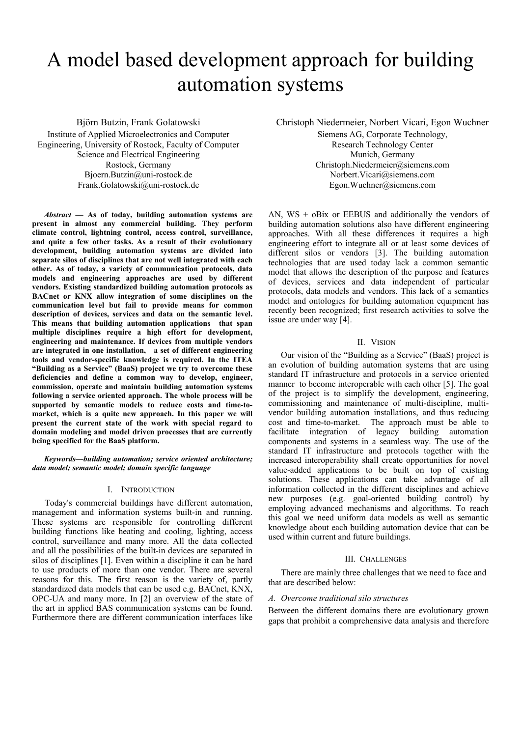# A model based development approach for building automation systems

Björn Butzin, Frank Golatowski
Institute of Applied Microelectronics and Computer Engineering, University of Rostock, Faculty of Computer Science and Electrical Engineering
Rostock, Germany
Bjoern.Butzin@uni-rostock.de
Frank.Golatowski@uni-rostock.de

Christoph Niedermeier, Norbert Vicari, Egon Wuchner
Siemens AG, Corporate Technology, Research Technology Center
Munich, Germany
Christoph.Niedermeier@siemens.com
Norbert.Vicari@siemens.com
Egon.Wuchner@siemens.com

***Abstract* — As of today, building automation systems are present in almost any commercial building. They perform climate control, lightning control, access control, surveillance, and quite a few other tasks. As a result of their evolutionary development, building automation systems are divided into separate silos of disciplines that are not well integrated with each other. As of today, a variety of communication protocols, data models and engineering approaches are used by different vendors. Existing standardized building automation protocols as BACnet or KNX allow integration of some disciplines on the communication level but fail to provide means for common description of devices, services and data on the semantic level. This means that building automation applications that span multiple disciplines require a high effort for development, engineering and maintenance. If devices from multiple vendors are integrated in one installation, a set of different engineering tools and vendor-specific knowledge is required. In the ITEA "Building as a Service" (BaaS) project we try to overcome these deficiencies and define a common way to develop, engineer, commission, operate and maintain building automation systems following a service oriented approach. The whole process will be supported by semantic models to reduce costs and time-to-market, which is a quite new approach. In this paper we will present the current state of the work with special regard to domain modeling and model driven processes that are currently being specified for the BaaS platform.**

***Keywords—building automation; service oriented architecture; data model; semantic model; domain specific language***

## I. Introduction

Today's commercial buildings have different automation, management and information systems built-in and running. These systems are responsible for controlling different building functions like heating and cooling, lighting, access control, surveillance and many more. All the data collected and all the possibilities of the built-in devices are separated in silos of disciplines [1]. Even within a discipline it can be hard to use products of more than one vendor. There are several reasons for this. The first reason is the variety of, partly standardized data models that can be used e.g. BACnet, KNX, OPC-UA and many more. In [2] an overview of the state of the art in applied BAS communication systems can be found. Furthermore there are different communication interfaces like AN, WS + oBix or EEBUS and additionally the vendors of building automation solutions also have different engineering approaches. With all these differences it requires a high engineering effort to integrate all or at least some devices of different silos or vendors [3]. The building automation technologies that are used today lack a common semantic model that allows the description of the purpose and features of devices, services and data independent of particular protocols, data models and vendors. This lack of a semantics model and ontologies for building automation equipment has recently been recognized; first research activities to solve the issue are under way [4].

## II. Vision

Our vision of the "Building as a Service" (BaaS) project is an evolution of building automation systems that are using standard IT infrastructure and protocols in a service oriented manner to become interoperable with each other [5]. The goal of the project is to simplify the development, engineering, commissioning and maintenance of multi-discipline, multi-vendor building automation installations, and thus reducing cost and time-to-market. The approach must be able to facilitate integration of legacy building automation components and systems in a seamless way. The use of the standard IT infrastructure and protocols together with the increased interoperability shall create opportunities for novel value-added applications to be built on top of existing solutions. These applications can take advantage of all information collected in the different disciplines and achieve new purposes (e.g. goal-oriented building control) by employing advanced mechanisms and algorithms. To reach this goal we need uniform data models as well as semantic knowledge about each building automation device that can be used within current and future buildings.

## III. Challenges

There are mainly three challenges that we need to face and that are described below:

### *A. Overcome traditional silo structures*

Between the different domains there are evolutionary grown gaps that prohibit a comprehensive data analysis and therefore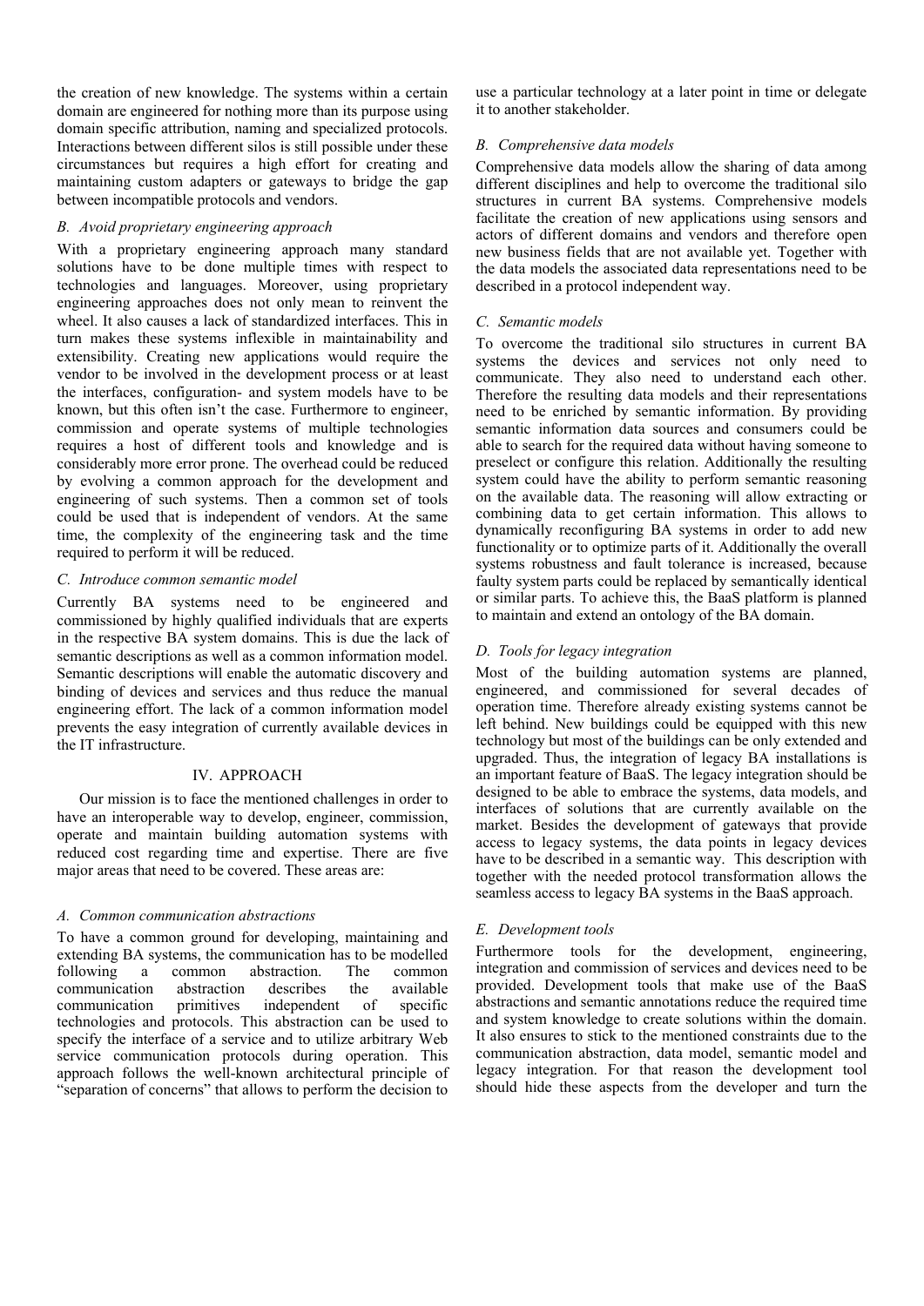the creation of new knowledge. The systems within a certain domain are engineered for nothing more than its purpose using domain specific attribution, naming and specialized protocols. Interactions between different silos is still possible under these circumstances but requires a high effort for creating and maintaining custom adapters or gateways to bridge the gap between incompatible protocols and vendors.

### *B. Avoid proprietary engineering approach*

With a proprietary engineering approach many standard solutions have to be done multiple times with respect to technologies and languages. Moreover, using proprietary engineering approaches does not only mean to reinvent the wheel. It also causes a lack of standardized interfaces. This in turn makes these systems inflexible in maintainability and extensibility. Creating new applications would require the vendor to be involved in the development process or at least the interfaces, configuration- and system models have to be known, but this often isn't the case. Furthermore to engineer, commission and operate systems of multiple technologies requires a host of different tools and knowledge and is considerably more error prone. The overhead could be reduced by evolving a common approach for the development and engineering of such systems. Then a common set of tools could be used that is independent of vendors. At the same time, the complexity of the engineering task and the time required to perform it will be reduced.

### *C. Introduce common semantic model*

Currently BA systems need to be engineered and commissioned by highly qualified individuals that are experts in the respective BA system domains. This is due the lack of semantic descriptions as well as a common information model. Semantic descriptions will enable the automatic discovery and binding of devices and services and thus reduce the manual engineering effort. The lack of a common information model prevents the easy integration of currently available devices in the IT infrastructure.

## IV. APPROACH

Our mission is to face the mentioned challenges in order to have an interoperable way to develop, engineer, commission, operate and maintain building automation systems with reduced cost regarding time and expertise. There are five major areas that need to be covered. These areas are:

### *A. Common communication abstractions*

To have a common ground for developing, maintaining and extending BA systems, the communication has to be modelled following a common abstraction. The common communication abstraction describes the available communication primitives independent of specific technologies and protocols. This abstraction can be used to specify the interface of a service and to utilize arbitrary Web service communication protocols during operation. This approach follows the well-known architectural principle of "separation of concerns" that allows to perform the decision to use a particular technology at a later point in time or delegate it to another stakeholder.

### *B. Comprehensive data models*

Comprehensive data models allow the sharing of data among different disciplines and help to overcome the traditional silo structures in current BA systems. Comprehensive models facilitate the creation of new applications using sensors and actors of different domains and vendors and therefore open new business fields that are not available yet. Together with the data models the associated data representations need to be described in a protocol independent way.

### *C. Semantic models*

To overcome the traditional silo structures in current BA systems the devices and services not only need to communicate. They also need to understand each other. Therefore the resulting data models and their representations need to be enriched by semantic information. By providing semantic information data sources and consumers could be able to search for the required data without having someone to preselect or configure this relation. Additionally the resulting system could have the ability to perform semantic reasoning on the available data. The reasoning will allow extracting or combining data to get certain information. This allows to dynamically reconfiguring BA systems in order to add new functionality or to optimize parts of it. Additionally the overall systems robustness and fault tolerance is increased, because faulty system parts could be replaced by semantically identical or similar parts. To achieve this, the BaaS platform is planned to maintain and extend an ontology of the BA domain.

### *D. Tools for legacy integration*

Most of the building automation systems are planned, engineered, and commissioned for several decades of operation time. Therefore already existing systems cannot be left behind. New buildings could be equipped with this new technology but most of the buildings can be only extended and upgraded. Thus, the integration of legacy BA installations is an important feature of BaaS. The legacy integration should be designed to be able to embrace the systems, data models, and interfaces of solutions that are currently available on the market. Besides the development of gateways that provide access to legacy systems, the data points in legacy devices have to be described in a semantic way. This description with together with the needed protocol transformation allows the seamless access to legacy BA systems in the BaaS approach.

### *E. Development tools*

Furthermore tools for the development, engineering, integration and commission of services and devices need to be provided. Development tools that make use of the BaaS abstractions and semantic annotations reduce the required time and system knowledge to create solutions within the domain. It also ensures to stick to the mentioned constraints due to the communication abstraction, data model, semantic model and legacy integration. For that reason the development tool should hide these aspects from the developer and turn the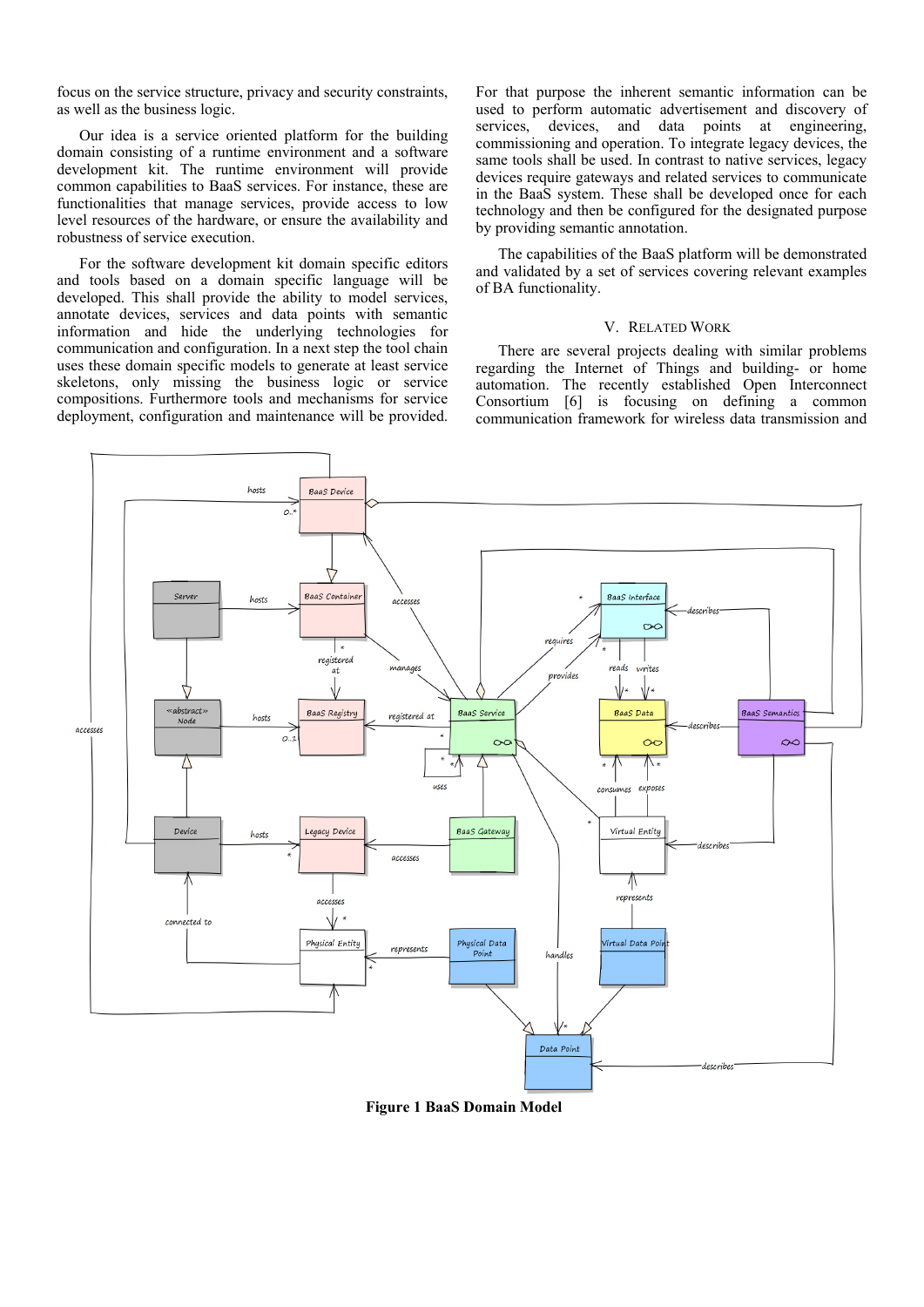focus on the service structure, privacy and security constraints, as well as the business logic.

Our idea is a service oriented platform for the building domain consisting of a runtime environment and a software development kit. The runtime environment will provide common capabilities to BaaS services. For instance, these are functionalities that manage services, provide access to low level resources of the hardware, or ensure the availability and robustness of service execution.

For the software development kit domain specific editors and tools based on a domain specific language will be developed. This shall provide the ability to model services, annotate devices, services and data points with semantic information and hide the underlying technologies for communication and configuration. In a next step the tool chain uses these domain specific models to generate at least service skeletons, only missing the business logic or service compositions. Furthermore tools and mechanisms for service deployment, configuration and maintenance will be provided.

For that purpose the inherent semantic information can be used to perform automatic advertisement and discovery of services, devices, and data points at engineering, commissioning and operation. To integrate legacy devices, the same tools shall be used. In contrast to native services, legacy devices require gateways and related services to communicate in the BaaS system. These shall be developed once for each technology and then be configured for the designated purpose by providing semantic annotation.

The capabilities of the BaaS platform will be demonstrated and validated by a set of services covering relevant examples of BA functionality.

## V. Related Work

There are several projects dealing with similar problems regarding the Internet of Things and building- or home automation. The recently established Open Interconnect Consortium [6] is focusing on defining a common communication framework for wireless data transmission and

**Figure 1 BaaS Domain Model**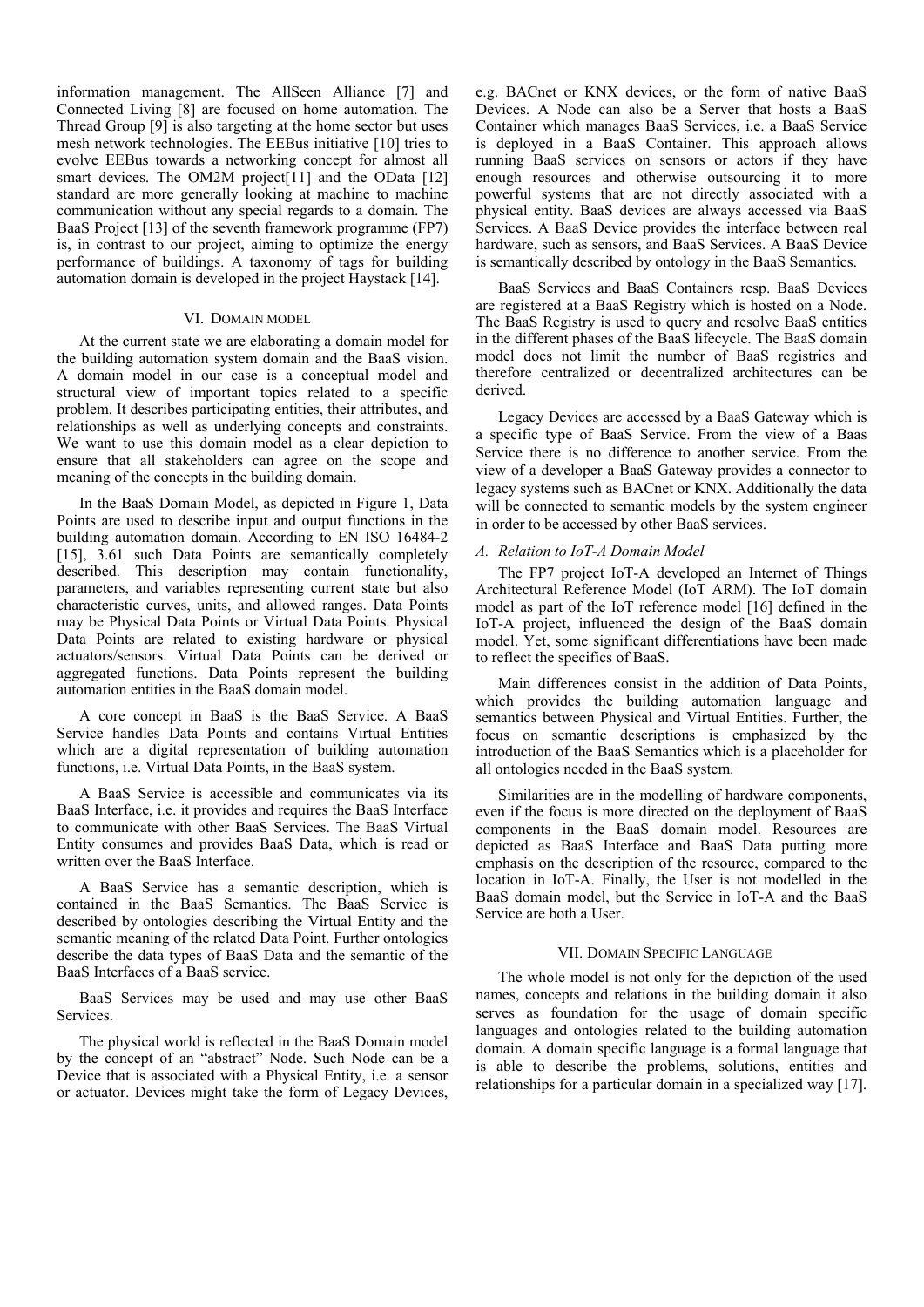information management. The AllSeen Alliance [7] and Connected Living [8] are focused on home automation. The Thread Group [9] is also targeting at the home sector but uses mesh network technologies. The EEBus initiative [10] tries to evolve EEBus towards a networking concept for almost all smart devices. The OM2M project[11] and the OData [12] standard are more generally looking at machine to machine communication without any special regards to a domain. The BaaS Project [13] of the seventh framework programme (FP7) is, in contrast to our project, aiming to optimize the energy performance of buildings. A taxonomy of tags for building automation domain is developed in the project Haystack [14].

## VI. Domain Model

At the current state we are elaborating a domain model for the building automation system domain and the BaaS vision. A domain model in our case is a conceptual model and structural view of important topics related to a specific problem. It describes participating entities, their attributes, and relationships as well as underlying concepts and constraints. We want to use this domain model as a clear depiction to ensure that all stakeholders can agree on the scope and meaning of the concepts in the building domain.

In the BaaS Domain Model, as depicted in Figure 1, Data Points are used to describe input and output functions in the building automation domain. According to EN ISO 16484-2 [15], 3.61 such Data Points are semantically completely described. This description may contain functionality, parameters, and variables representing current state but also characteristic curves, units, and allowed ranges. Data Points may be Physical Data Points or Virtual Data Points. Physical Data Points are related to existing hardware or physical actuators/sensors. Virtual Data Points can be derived or aggregated functions. Data Points represent the building automation entities in the BaaS domain model.

A core concept in BaaS is the BaaS Service. A BaaS Service handles Data Points and contains Virtual Entities which are a digital representation of building automation functions, i.e. Virtual Data Points, in the BaaS system.

A BaaS Service is accessible and communicates via its BaaS Interface, i.e. it provides and requires the BaaS Interface to communicate with other BaaS Services. The BaaS Virtual Entity consumes and provides BaaS Data, which is read or written over the BaaS Interface.

A BaaS Service has a semantic description, which is contained in the BaaS Semantics. The BaaS Service is described by ontologies describing the Virtual Entity and the semantic meaning of the related Data Point. Further ontologies describe the data types of BaaS Data and the semantic of the BaaS Interfaces of a BaaS service.

BaaS Services may be used and may use other BaaS Services.

The physical world is reflected in the BaaS Domain model by the concept of an "abstract" Node. Such Node can be a Device that is associated with a Physical Entity, i.e. a sensor or actuator. Devices might take the form of Legacy Devices, e.g. BACnet or KNX devices, or the form of native BaaS Devices. A Node can also be a Server that hosts a BaaS Container which manages BaaS Services, i.e. a BaaS Service is deployed in a BaaS Container. This approach allows running BaaS services on sensors or actors if they have enough resources and otherwise outsourcing it to more powerful systems that are not directly associated with a physical entity. BaaS devices are always accessed via BaaS Services. A BaaS Device provides the interface between real hardware, such as sensors, and BaaS Services. A BaaS Device is semantically described by ontology in the BaaS Semantics.

BaaS Services and BaaS Containers resp. BaaS Devices are registered at a BaaS Registry which is hosted on a Node. The BaaS Registry is used to query and resolve BaaS entities in the different phases of the BaaS lifecycle. The BaaS domain model does not limit the number of BaaS registries and therefore centralized or decentralized architectures can be derived.

Legacy Devices are accessed by a BaaS Gateway which is a specific type of BaaS Service. From the view of a Baas Service there is no difference to another service. From the view of a developer a BaaS Gateway provides a connector to legacy systems such as BACnet or KNX. Additionally the data will be connected to semantic models by the system engineer in order to be accessed by other BaaS services.

### A. Relation to IoT-A Domain Model

The FP7 project IoT-A developed an Internet of Things Architectural Reference Model (IoT ARM). The IoT domain model as part of the IoT reference model [16] defined in the IoT-A project, influenced the design of the BaaS domain model. Yet, some significant differentiations have been made to reflect the specifics of BaaS.

Main differences consist in the addition of Data Points, which provides the building automation language and semantics between Physical and Virtual Entities. Further, the focus on semantic descriptions is emphasized by the introduction of the BaaS Semantics which is a placeholder for all ontologies needed in the BaaS system.

Similarities are in the modelling of hardware components, even if the focus is more directed on the deployment of BaaS components in the BaaS domain model. Resources are depicted as BaaS Interface and BaaS Data putting more emphasis on the description of the resource, compared to the location in IoT-A. Finally, the User is not modelled in the BaaS domain model, but the Service in IoT-A and the BaaS Service are both a User.

## VII. Domain Specific Language

The whole model is not only for the depiction of the used names, concepts and relations in the building domain it also serves as foundation for the usage of domain specific languages and ontologies related to the building automation domain. A domain specific language is a formal language that is able to describe the problems, solutions, entities and relationships for a particular domain in a specialized way [17].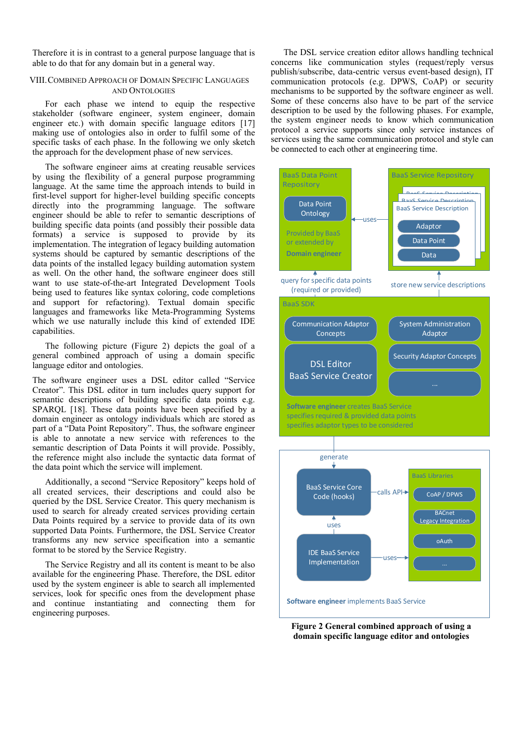Therefore it is in contrast to a general purpose language that is able to do that for any domain but in a general way.

## VIII. Combined Approach of Domain Specific Languages and Ontologies

For each phase we intend to equip the respective stakeholder (software engineer, system engineer, domain engineer etc.) with domain specific language editors [17] making use of ontologies also in order to fulfil some of the specific tasks of each phase. In the following we only sketch the approach for the development phase of new services.

The software engineer aims at creating reusable services by using the flexibility of a general purpose programming language. At the same time the approach intends to build in first-level support for higher-level building specific concepts directly into the programming language. The software engineer should be able to refer to semantic descriptions of building specific data points (and possibly their possible data formats) a service is supposed to provide by its implementation. The integration of legacy building automation systems should be captured by semantic descriptions of the data points of the installed legacy building automation system as well. On the other hand, the software engineer does still want to use state-of-the-art Integrated Development Tools being used to features like syntax coloring, code completions and support for refactoring). Textual domain specific languages and frameworks like Meta-Programming Systems which we use naturally include this kind of extended IDE capabilities.

The following picture (Figure 2) depicts the goal of a general combined approach of using a domain specific language editor and ontologies.

The software engineer uses a DSL editor called "Service Creator". This DSL editor in turn includes query support for semantic descriptions of building specific data points e.g. SPARQL [18]. These data points have been specified by a domain engineer as ontology individuals which are stored as part of a "Data Point Repository". Thus, the software engineer is able to annotate a new service with references to the semantic description of Data Points it will provide. Possibly, the reference might also include the syntactic data format of the data point which the service will implement.

Additionally, a second "Service Repository" keeps hold of all created services, their descriptions and could also be queried by the DSL Service Creator. This query mechanism is used to search for already created services providing certain Data Points required by a service to provide data of its own supported Data Points. Furthermore, the DSL Service Creator transforms any new service specification into a semantic format to be stored by the Service Registry.

The Service Registry and all its content is meant to be also available for the engineering Phase. Therefore, the DSL editor used by the system engineer is able to search all implemented services, look for specific ones from the development phase and continue instantiating and connecting them for engineering purposes.

The DSL service creation editor allows handling technical concerns like communication styles (request/reply versus publish/subscribe, data-centric versus event-based design), IT communication protocols (e.g. DPWS, CoAP) or security mechanisms to be supported by the software engineer as well. Some of these concerns also have to be part of the service description to be used by the following phases. For example, the system engineer needs to know which communication protocol a service supports since only service instances of services using the same communication protocol and style can be connected to each other at engineering time.

**Figure 2 General combined approach of using a domain specific language editor and ontologies**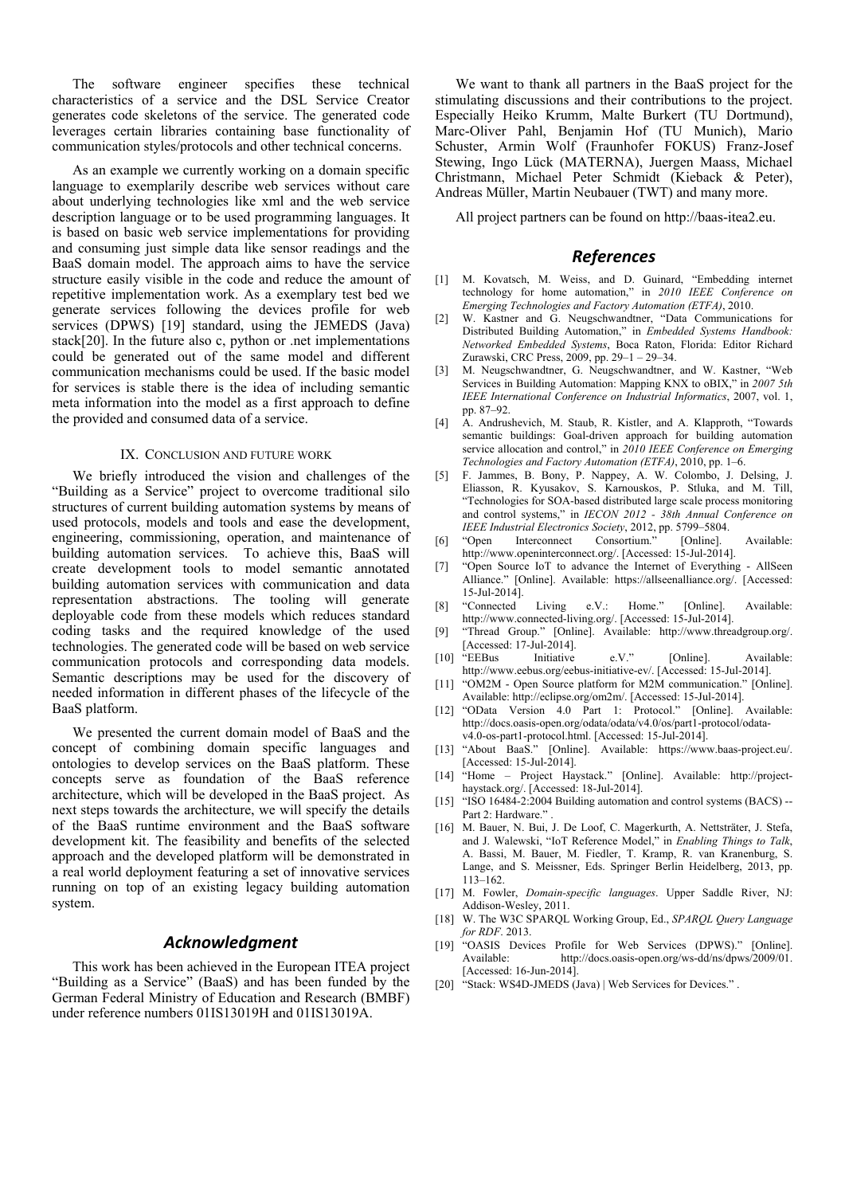The software engineer specifies these technical characteristics of a service and the DSL Service Creator generates code skeletons of the service. The generated code leverages certain libraries containing base functionality of communication styles/protocols and other technical concerns.

As an example we currently working on a domain specific language to exemplarily describe web services without care about underlying technologies like xml and the web service description language or to be used programming languages. It is based on basic web service implementations for providing and consuming just simple data like sensor readings and the BaaS domain model. The approach aims to have the service structure easily visible in the code and reduce the amount of repetitive implementation work. As a exemplary test bed we generate services following the devices profile for web services (DPWS) [19] standard, using the JEMEDS (Java) stack[20]. In the future also c, python or .net implementations could be generated out of the same model and different communication mechanisms could be used. If the basic model for services is stable there is the idea of including semantic meta information into the model as a first approach to define the provided and consumed data of a service.

## IX. Conclusion and Future Work

We briefly introduced the vision and challenges of the "Building as a Service" project to overcome traditional silo structures of current building automation systems by means of used protocols, models and tools and ease the development, engineering, commissioning, operation, and maintenance of building automation services. To achieve this, BaaS will create development tools to model semantic annotated building automation services with communication and data representation abstractions. The tooling will generate deployable code from these models which reduces standard coding tasks and the required knowledge of the used technologies. The generated code will be based on web service communication protocols and corresponding data models. Semantic descriptions may be used for the discovery of needed information in different phases of the lifecycle of the BaaS platform.

We presented the current domain model of BaaS and the concept of combining domain specific languages and ontologies to develop services on the BaaS platform. These concepts serve as foundation of the BaaS reference architecture, which will be developed in the BaaS project. As next steps towards the architecture, we will specify the details of the BaaS runtime environment and the BaaS software development kit. The feasibility and benefits of the selected approach and the developed platform will be demonstrated in a real world deployment featuring a set of innovative services running on top of an existing legacy building automation system.

## *Acknowledgment*

This work has been achieved in the European ITEA project "Building as a Service" (BaaS) and has been funded by the German Federal Ministry of Education and Research (BMBF) under reference numbers 01IS13019H and 01IS13019A.

We want to thank all partners in the BaaS project for the stimulating discussions and their contributions to the project. Especially Heiko Krumm, Malte Burkert (TU Dortmund), Marc-Oliver Pahl, Benjamin Hof (TU Munich), Mario Schuster, Armin Wolf (Fraunhofer FOKUS) Franz-Josef Stewing, Ingo Lück (MATERNA), Juergen Maass, Michael Christmann, Michael Peter Schmidt (Kieback & Peter), Andreas Müller, Martin Neubauer (TWT) and many more.

All project partners can be found on http://baas-itea2.eu.

## *References*

[1] M. Kovatsch, M. Weiss, and D. Guinard, "Embedding internet technology for home automation," in *2010 IEEE Conference on Emerging Technologies and Factory Automation (ETFA)*, 2010.

[2] W. Kastner and G. Neugschwandtner, "Data Communications for Distributed Building Automation," in *Embedded Systems Handbook: Networked Embedded Systems*, Boca Raton, Florida: Editor Richard Zurawski, CRC Press, 2009, pp. 29–1 – 29–34.

[3] M. Neugschwandtner, G. Neugschwandtner, and W. Kastner, "Web Services in Building Automation: Mapping KNX to oBIX," in *2007 5th IEEE International Conference on Industrial Informatics*, 2007, vol. 1, pp. 87–92.

[4] A. Andrushevich, M. Staub, R. Kistler, and A. Klapproth, "Towards semantic buildings: Goal-driven approach for building automation service allocation and control," in *2010 IEEE Conference on Emerging Technologies and Factory Automation (ETFA)*, 2010, pp. 1–6.

[5] F. Jammes, B. Bony, P. Nappey, A. W. Colombo, J. Delsing, J. Eliasson, R. Kyusakov, S. Karnouskos, P. Stluka, and M. Till, "Technologies for SOA-based distributed large scale process monitoring and control systems," in *IECON 2012 - 38th Annual Conference on IEEE Industrial Electronics Society*, 2012, pp. 5799–5804.

[6] "Open Interconnect Consortium." [Online]. Available: http://www.openinterconnect.org/. [Accessed: 15-Jul-2014].

[7] "Open Source IoT to advance the Internet of Everything - AllSeen Alliance." [Online]. Available: https://allseenalliance.org/. [Accessed: 15-Jul-2014].

[8] "Connected Living e.V.: Home." [Online]. Available: http://www.connected-living.org/. [Accessed: 15-Jul-2014].

[9] "Thread Group." [Online]. Available: http://www.threadgroup.org/. [Accessed: 17-Jul-2014].

[10] "EEBus Initiative e.V." [Online]. Available: http://www.eebus.org/eebus-initiative-ev/. [Accessed: 15-Jul-2014].

[11] "OM2M - Open Source platform for M2M communication." [Online]. Available: http://eclipse.org/om2m/. [Accessed: 15-Jul-2014].

[12] "OData Version 4.0 Part 1: Protocol." [Online]. Available: http://docs.oasis-open.org/odata/odata/v4.0/os/part1-protocol/odata-v4.0-os-part1-protocol.html. [Accessed: 15-Jul-2014].

[13] "About BaaS." [Online]. Available: https://www.baas-project.eu/. [Accessed: 15-Jul-2014].

[14] "Home – Project Haystack." [Online]. Available: http://project-haystack.org/. [Accessed: 18-Jul-2014].

[15] "ISO 16484-2:2004 Building automation and control systems (BACS) -- Part 2: Hardware." .

[16] M. Bauer, N. Bui, J. De Loof, C. Magerkurth, A. Nettsträter, J. Stefa, and J. Walewski, "IoT Reference Model," in *Enabling Things to Talk*, A. Bassi, M. Bauer, M. Fiedler, T. Kramp, R. van Kranenburg, S. Lange, and S. Meissner, Eds. Springer Berlin Heidelberg, 2013, pp. 113–162.

[17] M. Fowler, *Domain-specific languages*. Upper Saddle River, NJ: Addison-Wesley, 2011.

[18] W. The W3C SPARQL Working Group, Ed., *SPARQL Query Language for RDF*. 2013.

[19] "OASIS Devices Profile for Web Services (DPWS)." [Online]. Available: http://docs.oasis-open.org/ws-dd/ns/dpws/2009/01. [Accessed: 16-Jun-2014].

[20] "Stack: WS4D-JMEDS (Java) | Web Services for Devices." .